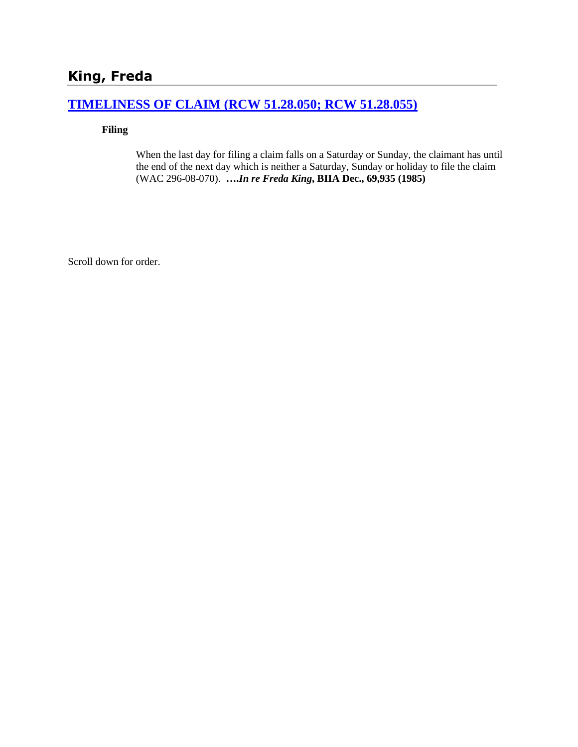# King, Freda

## [TIMELINESS OF CLAIM (RCW 51.28.050; RCW 51.28.055)]()

**Filing**

When the last day for filing a claim falls on a Saturday or Sunday, the claimant has until the end of the next day which is neither a Saturday, Sunday or holiday to file the claim (WAC 296-08-070). ***….In re Freda King*, BIIA Dec., 69,935 (1985)**

Scroll down for order.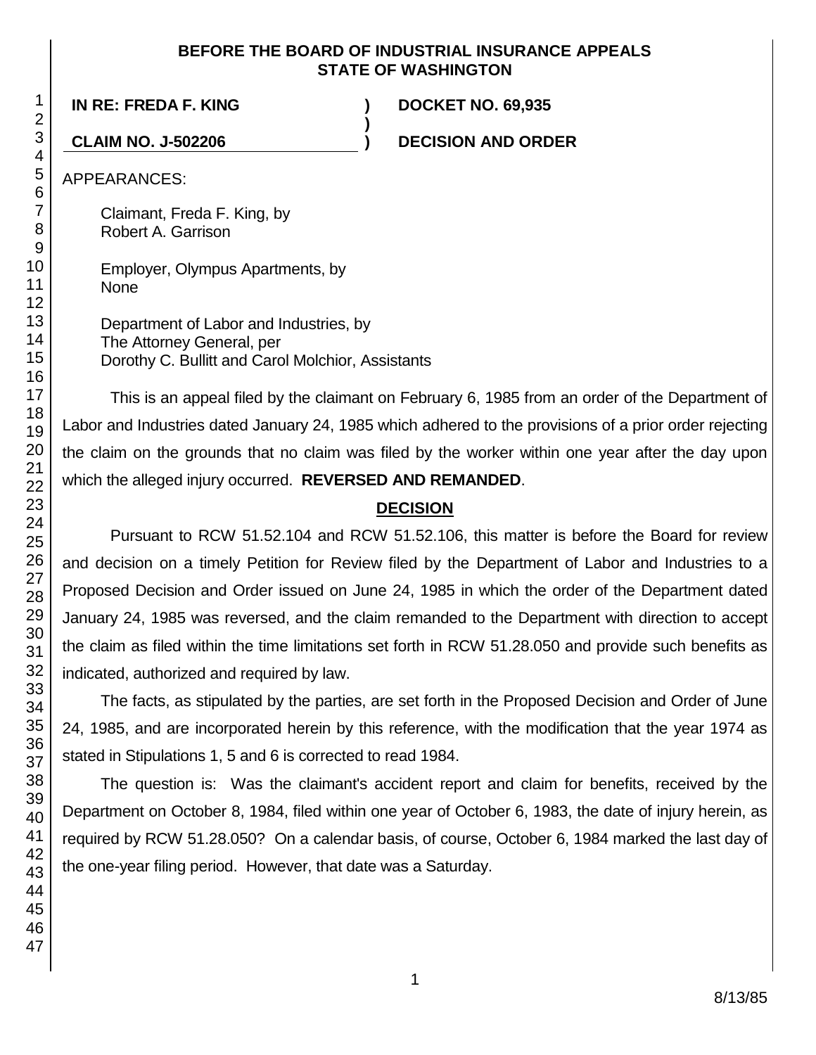**BEFORE THE BOARD OF INDUSTRIAL INSURANCE APPEALS**
**STATE OF WASHINGTON**

| | | |
|---|---|---|
| **IN RE: FREDA F. KING** | **)** | **DOCKET NO. 69,935** |
| | **)** | |
| **CLAIM NO. J-502206** | **)** | **DECISION AND ORDER** |

APPEARANCES:

Claimant, Freda F. King, by
Robert A. Garrison

Employer, Olympus Apartments, by
None

Department of Labor and Industries, by
The Attorney General, per
Dorothy C. Bullitt and Carol Molchior, Assistants

This is an appeal filed by the claimant on February 6, 1985 from an order of the Department of Labor and Industries dated January 24, 1985 which adhered to the provisions of a prior order rejecting the claim on the grounds that no claim was filed by the worker within one year after the day upon which the alleged injury occurred. **REVERSED AND REMANDED**.

## DECISION

Pursuant to RCW 51.52.104 and RCW 51.52.106, this matter is before the Board for review and decision on a timely Petition for Review filed by the Department of Labor and Industries to a Proposed Decision and Order issued on June 24, 1985 in which the order of the Department dated January 24, 1985 was reversed, and the claim remanded to the Department with direction to accept the claim as filed within the time limitations set forth in RCW 51.28.050 and provide such benefits as indicated, authorized and required by law.

The facts, as stipulated by the parties, are set forth in the Proposed Decision and Order of June 24, 1985, and are incorporated herein by this reference, with the modification that the year 1974 as stated in Stipulations 1, 5 and 6 is corrected to read 1984.

The question is: Was the claimant's accident report and claim for benefits, received by the Department on October 8, 1984, filed within one year of October 6, 1983, the date of injury herein, as required by RCW 51.28.050? On a calendar basis, of course, October 6, 1984 marked the last day of the one-year filing period. However, that date was a Saturday.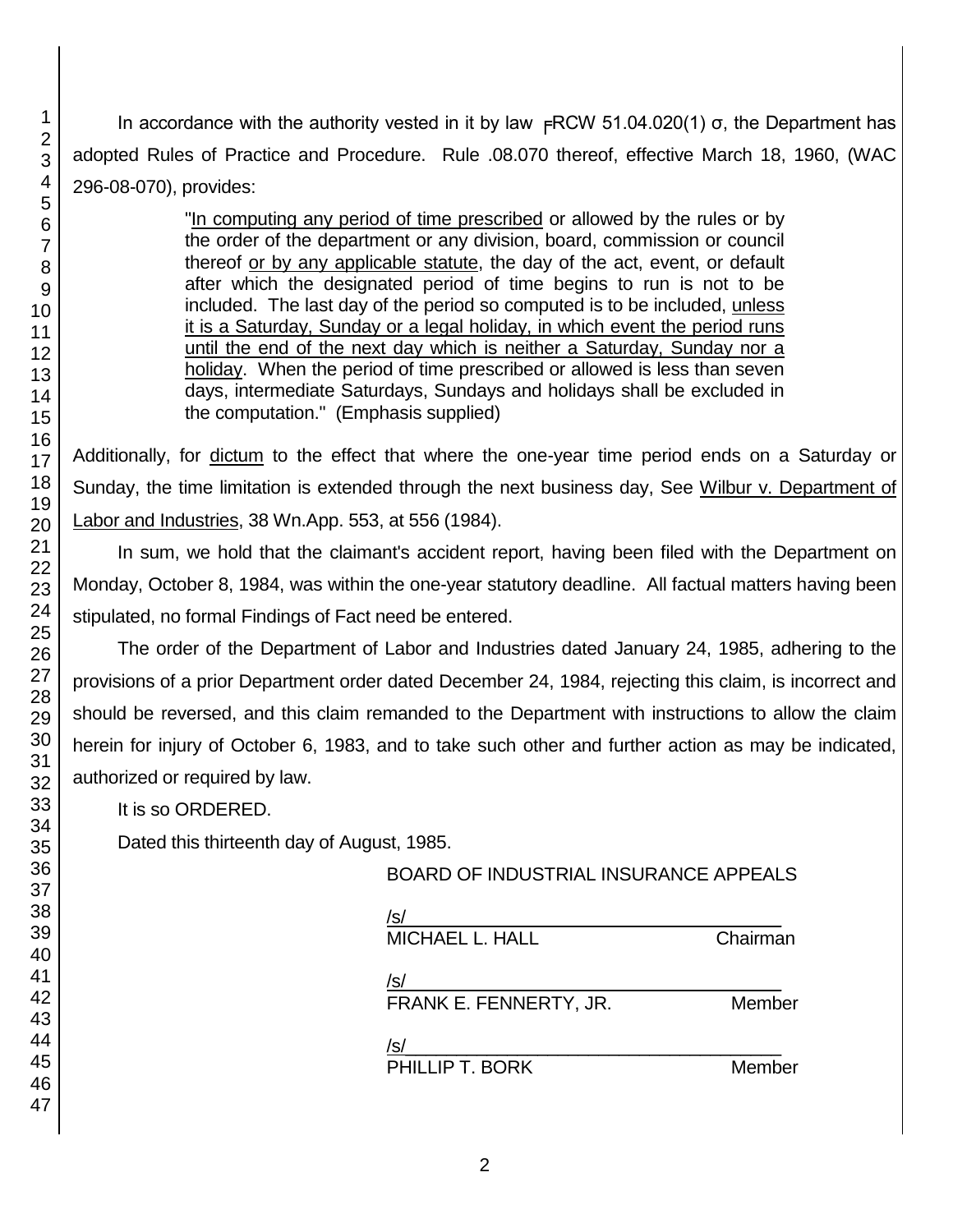In accordance with the authority vested in it by law ╒RCW 51.04.020(1) σ, the Department has adopted Rules of Practice and Procedure. Rule .08.070 thereof, effective March 18, 1960, (WAC 296-08-070), provides:

> "In computing any period of time prescribed or allowed by the rules or by the order of the department or any division, board, commission or council thereof or by any applicable statute, the day of the act, event, or default after which the designated period of time begins to run is not to be included. The last day of the period so computed is to be included, unless it is a Saturday, Sunday or a legal holiday, in which event the period runs until the end of the next day which is neither a Saturday, Sunday nor a holiday. When the period of time prescribed or allowed is less than seven days, intermediate Saturdays, Sundays and holidays shall be excluded in the computation." (Emphasis supplied)

Additionally, for dictum to the effect that where the one-year time period ends on a Saturday or Sunday, the time limitation is extended through the next business day, See Wilbur v. Department of Labor and Industries, 38 Wn.App. 553, at 556 (1984).

In sum, we hold that the claimant's accident report, having been filed with the Department on Monday, October 8, 1984, was within the one-year statutory deadline. All factual matters having been stipulated, no formal Findings of Fact need be entered.

The order of the Department of Labor and Industries dated January 24, 1985, adhering to the provisions of a prior Department order dated December 24, 1984, rejecting this claim, is incorrect and should be reversed, and this claim remanded to the Department with instructions to allow the claim herein for injury of October 6, 1983, and to take such other and further action as may be indicated, authorized or required by law.

It is so ORDERED.

Dated this thirteenth day of August, 1985.

BOARD OF INDUSTRIAL INSURANCE APPEALS

/s/
MICHAEL L. HALL Chairman

/s/
FRANK E. FENNERTY, JR. Member

/s/
PHILLIP T. BORK Member